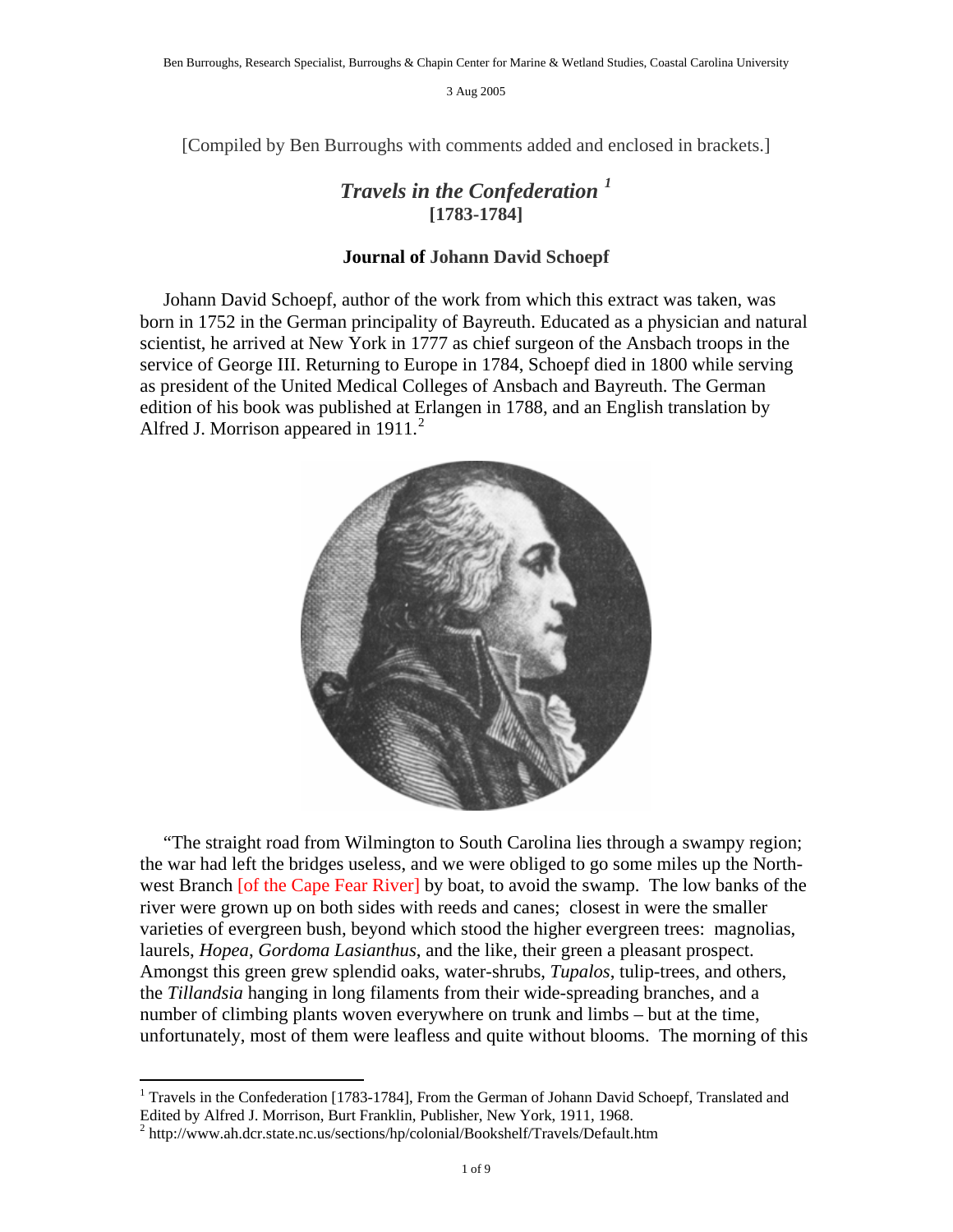Ben Burroughs, Research Specialist, Burroughs & Chapin Center for Marine & Wetland Studies, Coastal Carolina University

3 Aug 2005

[Compiled by Ben Burroughs with comments added and enclosed in brackets.]

## *Travels in the Confederation* [1]
### [1783-1784]

### Journal of Johann David Schoepf

Johann David Schoepf, author of the work from which this extract was taken, was born in 1752 in the German principality of Bayreuth. Educated as a physician and natural scientist, he arrived at New York in 1777 as chief surgeon of the Ansbach troops in the service of George III. Returning to Europe in 1784, Schoepf died in 1800 while serving as president of the United Medical Colleges of Ansbach and Bayreuth. The German edition of his book was published at Erlangen in 1788, and an English translation by Alfred J. Morrison appeared in 1911.[2]

"The straight road from Wilmington to South Carolina lies through a swampy region; the war had left the bridges useless, and we were obliged to go some miles up the North-west Branch [of the Cape Fear River] by boat, to avoid the swamp. The low banks of the river were grown up on both sides with reeds and canes; closest in were the smaller varieties of evergreen bush, beyond which stood the higher evergreen trees: magnolias, laurels, *Hopea*, *Gordoma Lasianthus*, and the like, their green a pleasant prospect. Amongst this green grew splendid oaks, water-shrubs, *Tupalos*, tulip-trees, and others, the *Tillandsia* hanging in long filaments from their wide-spreading branches, and a number of climbing plants woven everywhere on trunk and limbs – but at the time, unfortunately, most of them were leafless and quite without blooms. The morning of this

---

[1] Travels in the Confederation [1783-1784], From the German of Johann David Schoepf, Translated and Edited by Alfred J. Morrison, Burt Franklin, Publisher, New York, 1911, 1968.

[2] http://www.ah.dcr.state.nc.us/sections/hp/colonial/Bookshelf/Travels/Default.htm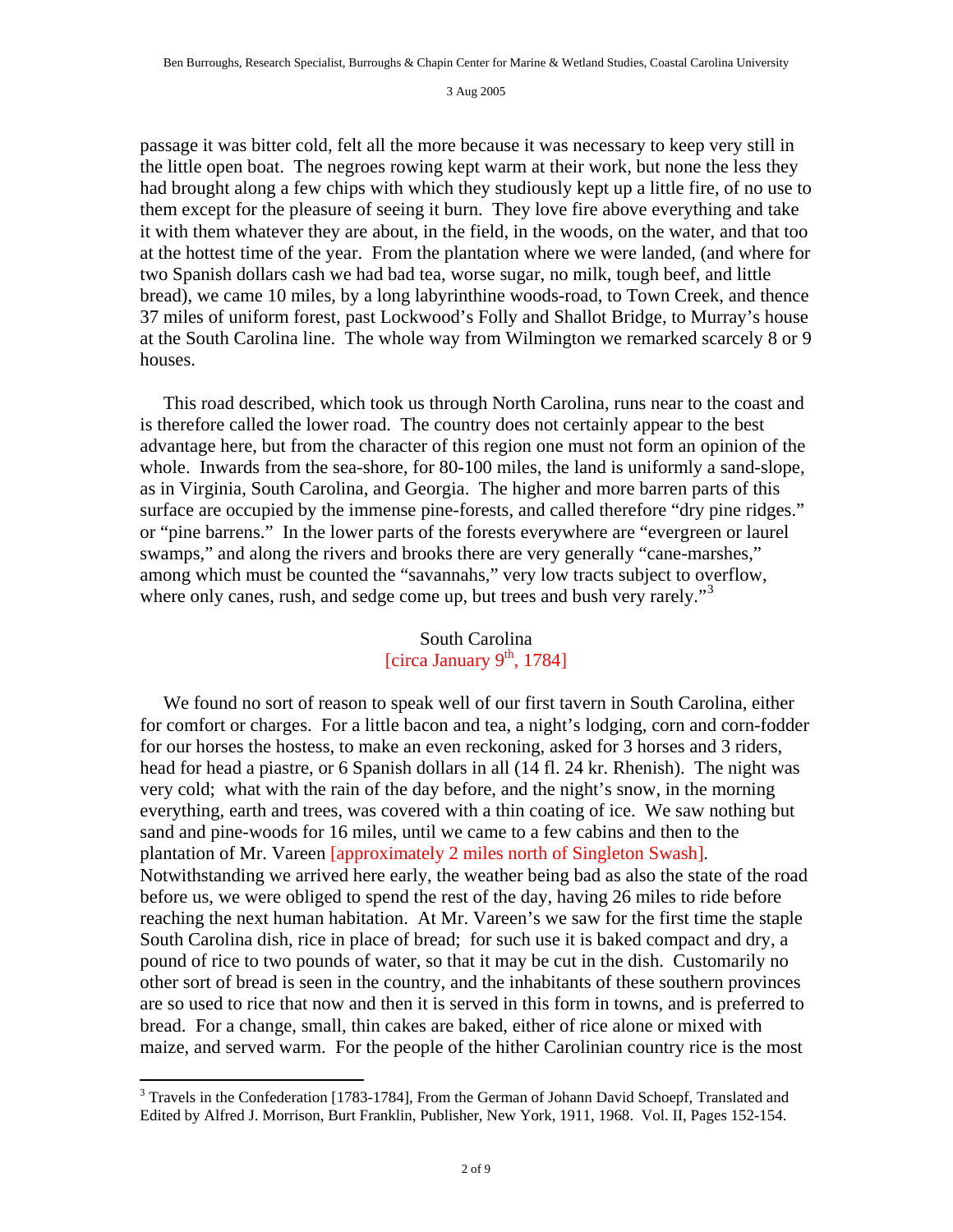passage it was bitter cold, felt all the more because it was necessary to keep very still in the little open boat. The negroes rowing kept warm at their work, but none the less they had brought along a few chips with which they studiously kept up a little fire, of no use to them except for the pleasure of seeing it burn. They love fire above everything and take it with them whatever they are about, in the field, in the woods, on the water, and that too at the hottest time of the year. From the plantation where we were landed, (and where for two Spanish dollars cash we had bad tea, worse sugar, no milk, tough beef, and little bread), we came 10 miles, by a long labyrinthine woods-road, to Town Creek, and thence 37 miles of uniform forest, past Lockwood's Folly and Shallot Bridge, to Murray's house at the South Carolina line. The whole way from Wilmington we remarked scarcely 8 or 9 houses.

This road described, which took us through North Carolina, runs near to the coast and is therefore called the lower road. The country does not certainly appear to the best advantage here, but from the character of this region one must not form an opinion of the whole. Inwards from the sea-shore, for 80-100 miles, the land is uniformly a sand-slope, as in Virginia, South Carolina, and Georgia. The higher and more barren parts of this surface are occupied by the immense pine-forests, and called therefore "dry pine ridges." or "pine barrens." In the lower parts of the forests everywhere are "evergreen or laurel swamps," and along the rivers and brooks there are very generally "cane-marshes," among which must be counted the "savannahs," very low tracts subject to overflow, where only canes, rush, and sedge come up, but trees and bush very rarely."[3]

## South Carolina
[circa January 9th, 1784]

We found no sort of reason to speak well of our first tavern in South Carolina, either for comfort or charges. For a little bacon and tea, a night's lodging, corn and corn-fodder for our horses the hostess, to make an even reckoning, asked for 3 horses and 3 riders, head for head a piastre, or 6 Spanish dollars in all (14 fl. 24 kr. Rhenish). The night was very cold; what with the rain of the day before, and the night's snow, in the morning everything, earth and trees, was covered with a thin coating of ice. We saw nothing but sand and pine-woods for 16 miles, until we came to a few cabins and then to the plantation of Mr. Vareen [approximately 2 miles north of Singleton Swash]. Notwithstanding we arrived here early, the weather being bad as also the state of the road before us, we were obliged to spend the rest of the day, having 26 miles to ride before reaching the next human habitation. At Mr. Vareen's we saw for the first time the staple South Carolina dish, rice in place of bread; for such use it is baked compact and dry, a pound of rice to two pounds of water, so that it may be cut in the dish. Customarily no other sort of bread is seen in the country, and the inhabitants of these southern provinces are so used to rice that now and then it is served in this form in towns, and is preferred to bread. For a change, small, thin cakes are baked, either of rice alone or mixed with maize, and served warm. For the people of the hither Carolinian country rice is the most

[3] Travels in the Confederation [1783-1784], From the German of Johann David Schoepf, Translated and Edited by Alfred J. Morrison, Burt Franklin, Publisher, New York, 1911, 1968. Vol. II, Pages 152-154.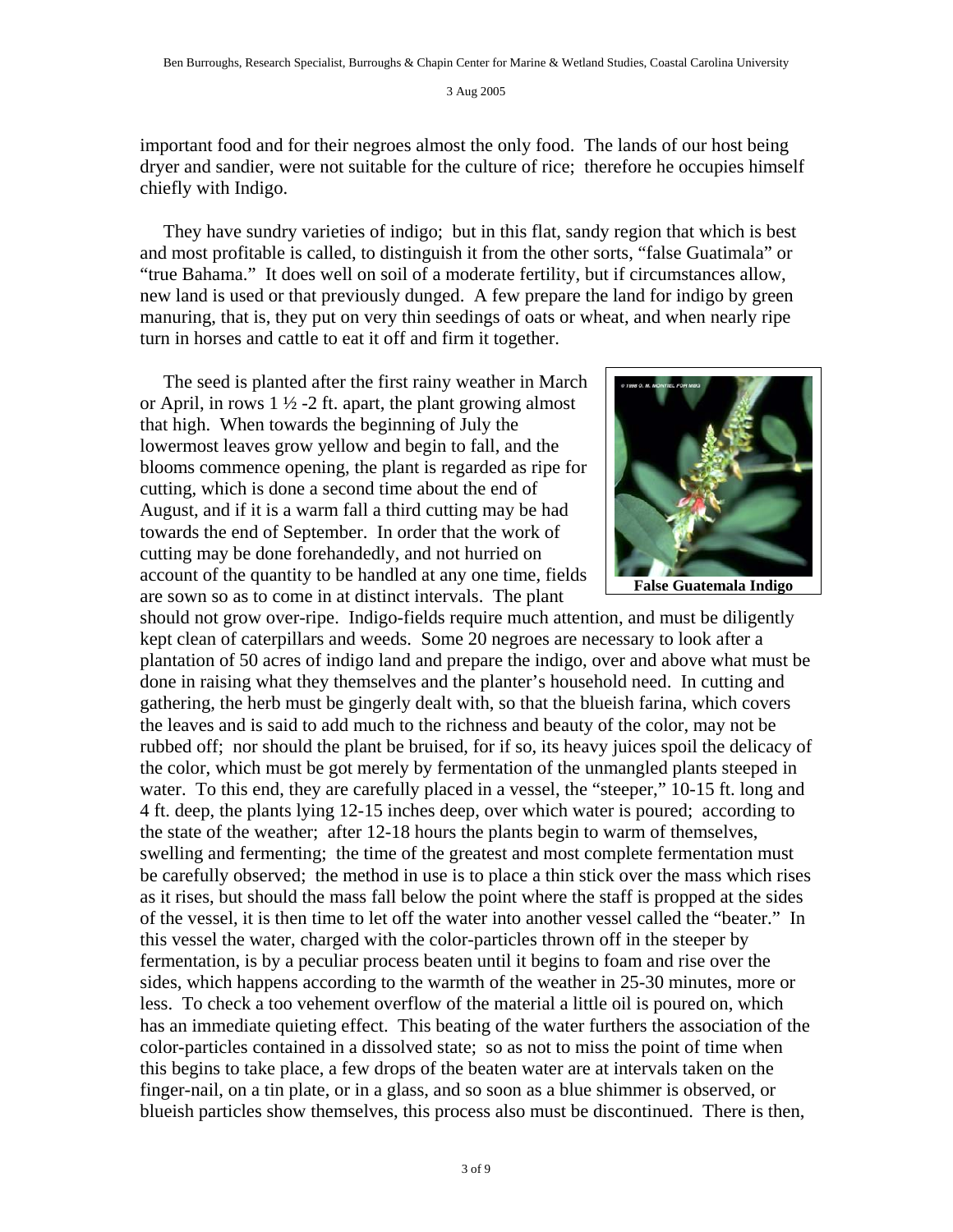important food and for their negroes almost the only food. The lands of our host being dryer and sandier, were not suitable for the culture of rice; therefore he occupies himself chiefly with Indigo.

They have sundry varieties of indigo; but in this flat, sandy region that which is best and most profitable is called, to distinguish it from the other sorts, "false Guatimala" or "true Bahama." It does well on soil of a moderate fertility, but if circumstances allow, new land is used or that previously dunged. A few prepare the land for indigo by green manuring, that is, they put on very thin seedings of oats or wheat, and when nearly ripe turn in horses and cattle to eat it off and firm it together.

The seed is planted after the first rainy weather in March or April, in rows 1 ½ -2 ft. apart, the plant growing almost that high. When towards the beginning of July the lowermost leaves grow yellow and begin to fall, and the blooms commence opening, the plant is regarded as ripe for cutting, which is done a second time about the end of August, and if it is a warm fall a third cutting may be had towards the end of September. In order that the work of cutting may be done forehandedly, and not hurried on account of the quantity to be handled at any one time, fields are sown so as to come in at distinct intervals. The plant should not grow over-ripe. Indigo-fields require much attention, and must be diligently kept clean of caterpillars and weeds. Some 20 negroes are necessary to look after a plantation of 50 acres of indigo land and prepare the indigo, over and above what must be done in raising what they themselves and the planter's household need. In cutting and gathering, the herb must be gingerly dealt with, so that the blueish farina, which covers the leaves and is said to add much to the richness and beauty of the color, may not be rubbed off; nor should the plant be bruised, for if so, its heavy juices spoil the delicacy of the color, which must be got merely by fermentation of the unmangled plants steeped in water. To this end, they are carefully placed in a vessel, the "steeper," 10-15 ft. long and 4 ft. deep, the plants lying 12-15 inches deep, over which water is poured; according to the state of the weather; after 12-18 hours the plants begin to warm of themselves, swelling and fermenting; the time of the greatest and most complete fermentation must be carefully observed; the method in use is to place a thin stick over the mass which rises as it rises, but should the mass fall below the point where the staff is propped at the sides of the vessel, it is then time to let off the water into another vessel called the "beater." In this vessel the water, charged with the color-particles thrown off in the steeper by fermentation, is by a peculiar process beaten until it begins to foam and rise over the sides, which happens according to the warmth of the weather in 25-30 minutes, more or less. To check a too vehement overflow of the material a little oil is poured on, which has an immediate quieting effect. This beating of the water furthers the association of the color-particles contained in a dissolved state; so as not to miss the point of time when this begins to take place, a few drops of the beaten water are at intervals taken on the finger-nail, on a tin plate, or in a glass, and so soon as a blue shimmer is observed, or blueish particles show themselves, this process also must be discontinued. There is then,

**False Guatemala Indigo**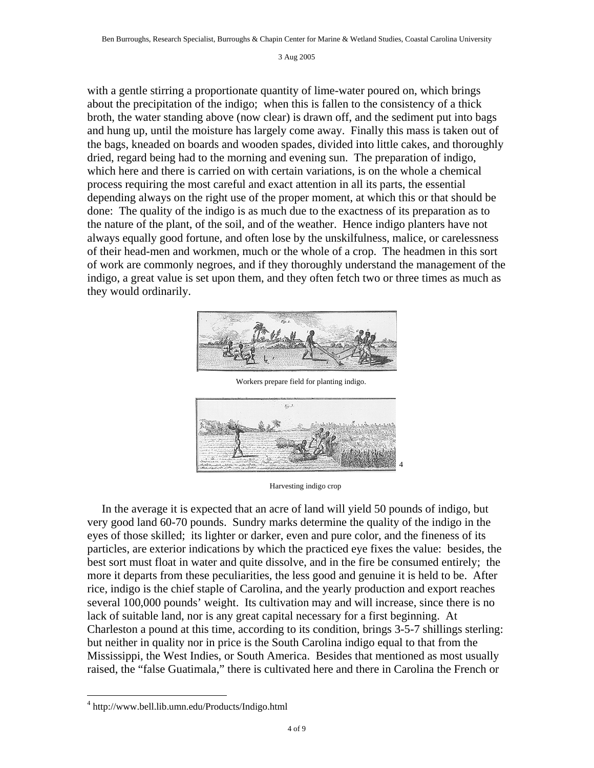with a gentle stirring a proportionate quantity of lime-water poured on, which brings about the precipitation of the indigo; when this is fallen to the consistency of a thick broth, the water standing above (now clear) is drawn off, and the sediment put into bags and hung up, until the moisture has largely come away. Finally this mass is taken out of the bags, kneaded on boards and wooden spades, divided into little cakes, and thoroughly dried, regard being had to the morning and evening sun. The preparation of indigo, which here and there is carried on with certain variations, is on the whole a chemical process requiring the most careful and exact attention in all its parts, the essential depending always on the right use of the proper moment, at which this or that should be done: The quality of the indigo is as much due to the exactness of its preparation as to the nature of the plant, of the soil, and of the weather. Hence indigo planters have not always equally good fortune, and often lose by the unskilfulness, malice, or carelessness of their head-men and workmen, much or the whole of a crop. The headmen in this sort of work are commonly negroes, and if they thoroughly understand the management of the indigo, a great value is set upon them, and they often fetch two or three times as much as they would ordinarily.

Workers prepare field for planting indigo.

[4]

Harvesting indigo crop

In the average it is expected that an acre of land will yield 50 pounds of indigo, but very good land 60-70 pounds. Sundry marks determine the quality of the indigo in the eyes of those skilled; its lighter or darker, even and pure color, and the fineness of its particles, are exterior indications by which the practiced eye fixes the value: besides, the best sort must float in water and quite dissolve, and in the fire be consumed entirely; the more it departs from these peculiarities, the less good and genuine it is held to be. After rice, indigo is the chief staple of Carolina, and the yearly production and export reaches several 100,000 pounds' weight. Its cultivation may and will increase, since there is no lack of suitable land, nor is any great capital necessary for a first beginning. At Charleston a pound at this time, according to its condition, brings 3-5-7 shillings sterling: but neither in quality nor in price is the South Carolina indigo equal to that from the Mississippi, the West Indies, or South America. Besides that mentioned as most usually raised, the "false Guatimala," there is cultivated here and there in Carolina the French or

[4] http://www.bell.lib.umn.edu/Products/Indigo.html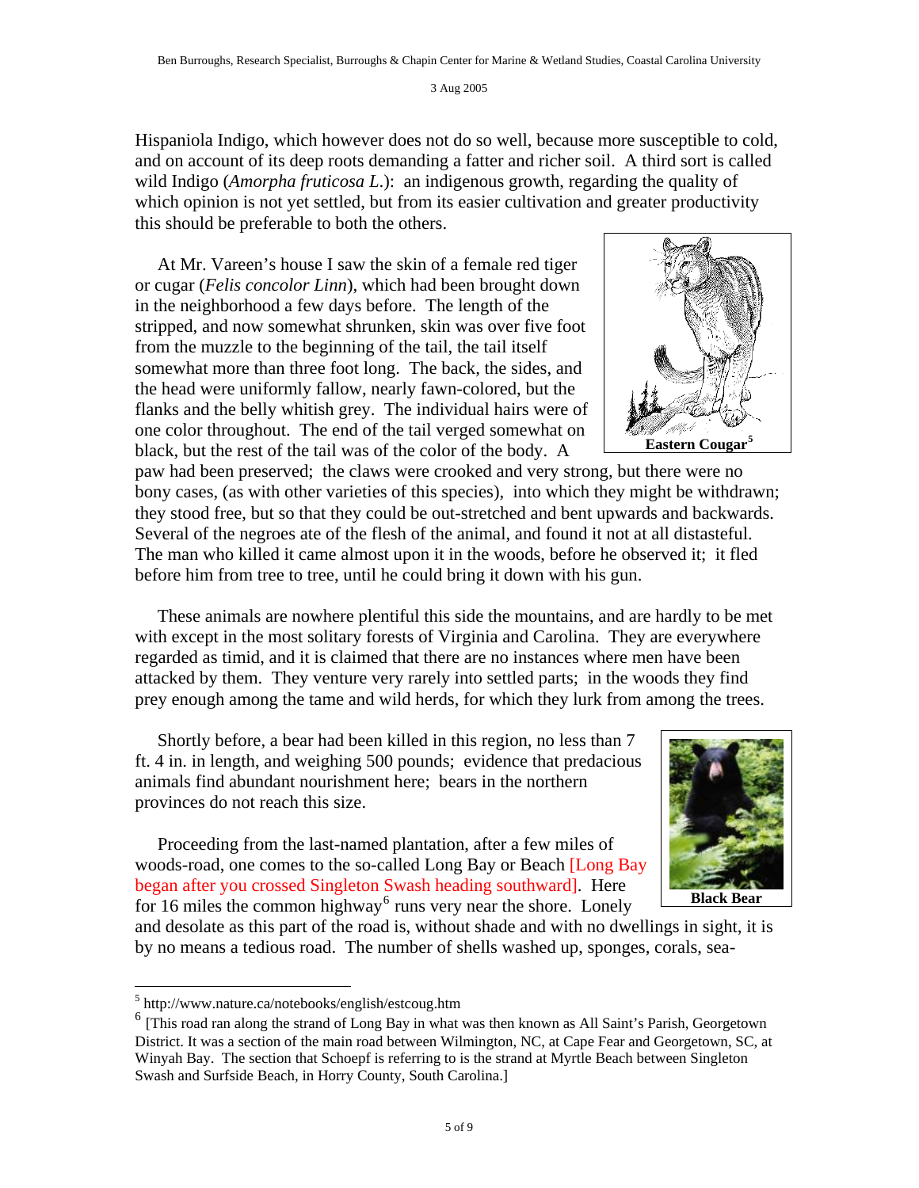Hispaniola Indigo, which however does not do so well, because more susceptible to cold, and on account of its deep roots demanding a fatter and richer soil. A third sort is called wild Indigo (*Amorpha fruticosa L.*): an indigenous growth, regarding the quality of which opinion is not yet settled, but from its easier cultivation and greater productivity this should be preferable to both the others.

At Mr. Vareen's house I saw the skin of a female red tiger or cugar (*Felis concolor Linn*), which had been brought down in the neighborhood a few days before. The length of the stripped, and now somewhat shrunken, skin was over five foot from the muzzle to the beginning of the tail, the tail itself somewhat more than three foot long. The back, the sides, and the head were uniformly fallow, nearly fawn-colored, but the flanks and the belly whitish grey. The individual hairs were of one color throughout. The end of the tail verged somewhat on black, but the rest of the tail was of the color of the body. A paw had been preserved; the claws were crooked and very strong, but there were no bony cases, (as with other varieties of this species), into which they might be withdrawn; they stood free, but so that they could be out-stretched and bent upwards and backwards. Several of the negroes ate of the flesh of the animal, and found it not at all distasteful. The man who killed it came almost upon it in the woods, before he observed it; it fled before him from tree to tree, until he could bring it down with his gun.

**Eastern Cougar**[5]

These animals are nowhere plentiful this side the mountains, and are hardly to be met with except in the most solitary forests of Virginia and Carolina. They are everywhere regarded as timid, and it is claimed that there are no instances where men have been attacked by them. They venture very rarely into settled parts; in the woods they find prey enough among the tame and wild herds, for which they lurk from among the trees.

Shortly before, a bear had been killed in this region, no less than 7 ft. 4 in. in length, and weighing 500 pounds; evidence that predacious animals find abundant nourishment here; bears in the northern provinces do not reach this size.

**Black Bear**

Proceeding from the last-named plantation, after a few miles of woods-road, one comes to the so-called Long Bay or Beach [Long Bay began after you crossed Singleton Swash heading southward]. Here for 16 miles the common highway[6] runs very near the shore. Lonely and desolate as this part of the road is, without shade and with no dwellings in sight, it is by no means a tedious road. The number of shells washed up, sponges, corals, sea-

---

[5] http://www.nature.ca/notebooks/english/estcoug.htm

[6] [This road ran along the strand of Long Bay in what was then known as All Saint's Parish, Georgetown District. It was a section of the main road between Wilmington, NC, at Cape Fear and Georgetown, SC, at Winyah Bay. The section that Schoepf is referring to is the strand at Myrtle Beach between Singleton Swash and Surfside Beach, in Horry County, South Carolina.]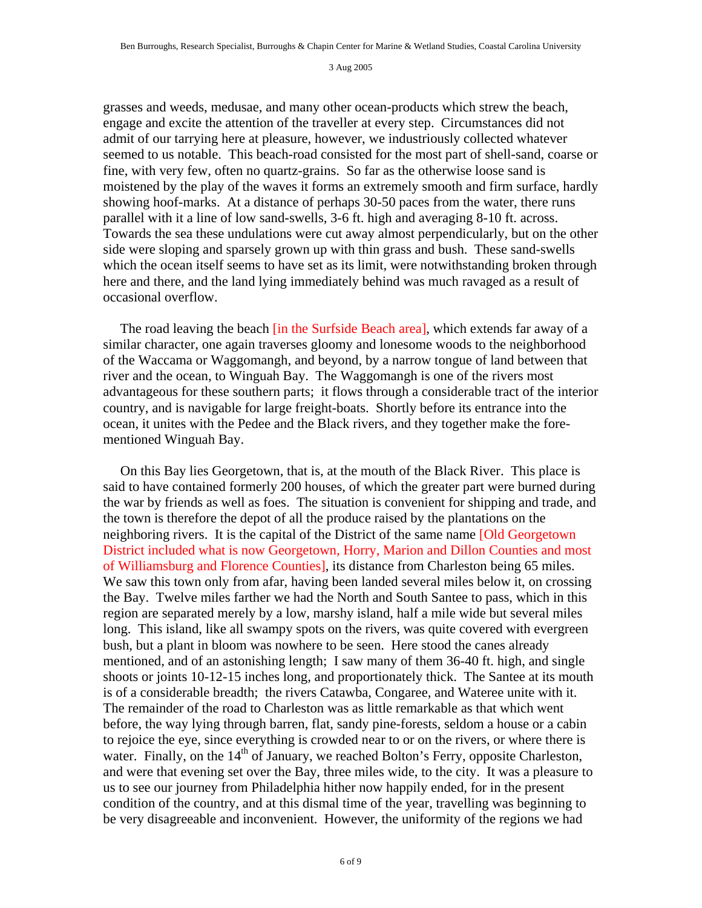grasses and weeds, medusae, and many other ocean-products which strew the beach, engage and excite the attention of the traveller at every step. Circumstances did not admit of our tarrying here at pleasure, however, we industriously collected whatever seemed to us notable. This beach-road consisted for the most part of shell-sand, coarse or fine, with very few, often no quartz-grains. So far as the otherwise loose sand is moistened by the play of the waves it forms an extremely smooth and firm surface, hardly showing hoof-marks. At a distance of perhaps 30-50 paces from the water, there runs parallel with it a line of low sand-swells, 3-6 ft. high and averaging 8-10 ft. across. Towards the sea these undulations were cut away almost perpendicularly, but on the other side were sloping and sparsely grown up with thin grass and bush. These sand-swells which the ocean itself seems to have set as its limit, were notwithstanding broken through here and there, and the land lying immediately behind was much ravaged as a result of occasional overflow.

The road leaving the beach [in the Surfside Beach area], which extends far away of a similar character, one again traverses gloomy and lonesome woods to the neighborhood of the Waccama or Waggomangh, and beyond, by a narrow tongue of land between that river and the ocean, to Winguah Bay. The Waggomangh is one of the rivers most advantageous for these southern parts; it flows through a considerable tract of the interior country, and is navigable for large freight-boats. Shortly before its entrance into the ocean, it unites with the Pedee and the Black rivers, and they together make the fore-mentioned Winguah Bay.

On this Bay lies Georgetown, that is, at the mouth of the Black River. This place is said to have contained formerly 200 houses, of which the greater part were burned during the war by friends as well as foes. The situation is convenient for shipping and trade, and the town is therefore the depot of all the produce raised by the plantations on the neighboring rivers. It is the capital of the District of the same name [Old Georgetown District included what is now Georgetown, Horry, Marion and Dillon Counties and most of Williamsburg and Florence Counties], its distance from Charleston being 65 miles. We saw this town only from afar, having been landed several miles below it, on crossing the Bay. Twelve miles farther we had the North and South Santee to pass, which in this region are separated merely by a low, marshy island, half a mile wide but several miles long. This island, like all swampy spots on the rivers, was quite covered with evergreen bush, but a plant in bloom was nowhere to be seen. Here stood the canes already mentioned, and of an astonishing length; I saw many of them 36-40 ft. high, and single shoots or joints 10-12-15 inches long, and proportionately thick. The Santee at its mouth is of a considerable breadth; the rivers Catawba, Congaree, and Wateree unite with it. The remainder of the road to Charleston was as little remarkable as that which went before, the way lying through barren, flat, sandy pine-forests, seldom a house or a cabin to rejoice the eye, since everything is crowded near to or on the rivers, or where there is water. Finally, on the 14th of January, we reached Bolton's Ferry, opposite Charleston, and were that evening set over the Bay, three miles wide, to the city. It was a pleasure to us to see our journey from Philadelphia hither now happily ended, for in the present condition of the country, and at this dismal time of the year, travelling was beginning to be very disagreeable and inconvenient. However, the uniformity of the regions we had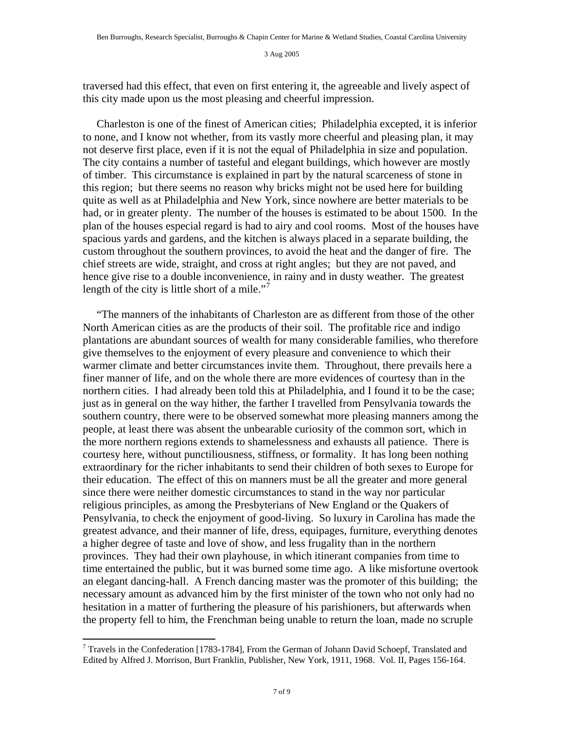traversed had this effect, that even on first entering it, the agreeable and lively aspect of this city made upon us the most pleasing and cheerful impression.

Charleston is one of the finest of American cities; Philadelphia excepted, it is inferior to none, and I know not whether, from its vastly more cheerful and pleasing plan, it may not deserve first place, even if it is not the equal of Philadelphia in size and population. The city contains a number of tasteful and elegant buildings, which however are mostly of timber. This circumstance is explained in part by the natural scarceness of stone in this region; but there seems no reason why bricks might not be used here for building quite as well as at Philadelphia and New York, since nowhere are better materials to be had, or in greater plenty. The number of the houses is estimated to be about 1500. In the plan of the houses especial regard is had to airy and cool rooms. Most of the houses have spacious yards and gardens, and the kitchen is always placed in a separate building, the custom throughout the southern provinces, to avoid the heat and the danger of fire. The chief streets are wide, straight, and cross at right angles; but they are not paved, and hence give rise to a double inconvenience, in rainy and in dusty weather. The greatest length of the city is little short of a mile."[7]

"The manners of the inhabitants of Charleston are as different from those of the other North American cities as are the products of their soil. The profitable rice and indigo plantations are abundant sources of wealth for many considerable families, who therefore give themselves to the enjoyment of every pleasure and convenience to which their warmer climate and better circumstances invite them. Throughout, there prevails here a finer manner of life, and on the whole there are more evidences of courtesy than in the northern cities. I had already been told this at Philadelphia, and I found it to be the case; just as in general on the way hither, the farther I travelled from Pensylvania towards the southern country, there were to be observed somewhat more pleasing manners among the people, at least there was absent the unbearable curiosity of the common sort, which in the more northern regions extends to shamelessness and exhausts all patience. There is courtesy here, without punctiliousness, stiffness, or formality. It has long been nothing extraordinary for the richer inhabitants to send their children of both sexes to Europe for their education. The effect of this on manners must be all the greater and more general since there were neither domestic circumstances to stand in the way nor particular religious principles, as among the Presbyterians of New England or the Quakers of Pensylvania, to check the enjoyment of good-living. So luxury in Carolina has made the greatest advance, and their manner of life, dress, equipages, furniture, everything denotes a higher degree of taste and love of show, and less frugality than in the northern provinces. They had their own playhouse, in which itinerant companies from time to time entertained the public, but it was burned some time ago. A like misfortune overtook an elegant dancing-hall. A French dancing master was the promoter of this building; the necessary amount as advanced him by the first minister of the town who not only had no hesitation in a matter of furthering the pleasure of his parishioners, but afterwards when the property fell to him, the Frenchman being unable to return the loan, made no scruple

[7] Travels in the Confederation [1783-1784], From the German of Johann David Schoepf, Translated and Edited by Alfred J. Morrison, Burt Franklin, Publisher, New York, 1911, 1968. Vol. II, Pages 156-164.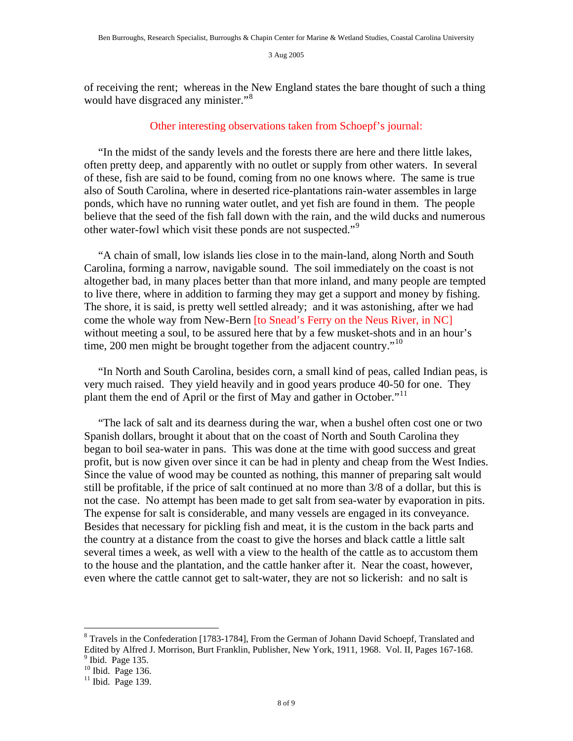of receiving the rent;  whereas in the New England states the bare thought of such a thing would have disgraced any minister."[8]

## Other interesting observations taken from Schoepf's journal:

"In the midst of the sandy levels and the forests there are here and there little lakes, often pretty deep, and apparently with no outlet or supply from other waters.  In several of these, fish are said to be found, coming from no one knows where.  The same is true also of South Carolina, where in deserted rice-plantations rain-water assembles in large ponds, which have no running water outlet, and yet fish are found in them.  The people believe that the seed of the fish fall down with the rain, and the wild ducks and numerous other water-fowl which visit these ponds are not suspected."[9]

"A chain of small, low islands lies close in to the main-land, along North and South Carolina, forming a narrow, navigable sound.  The soil immediately on the coast is not altogether bad, in many places better than that more inland, and many people are tempted to live there, where in addition to farming they may get a support and money by fishing.  The shore, it is said, is pretty well settled already;  and it was astonishing, after we had come the whole way from New-Bern [to Snead's Ferry on the Neus River, in NC] without meeting a soul, to be assured here that by a few musket-shots and in an hour's time, 200 men might be brought together from the adjacent country."[10]

"In North and South Carolina, besides corn, a small kind of peas, called Indian peas, is very much raised.  They yield heavily and in good years produce 40-50 for one.  They plant them the end of April or the first of May and gather in October."[11]

"The lack of salt and its dearness during the war, when a bushel often cost one or two Spanish dollars, brought it about that on the coast of North and South Carolina they began to boil sea-water in pans.  This was done at the time with good success and great profit, but is now given over since it can be had in plenty and cheap from the West Indies.  Since the value of wood may be counted as nothing, this manner of preparing salt would still be profitable, if the price of salt continued at no more than 3/8 of a dollar, but this is not the case.  No attempt has been made to get salt from sea-water by evaporation in pits.  The expense for salt is considerable, and many vessels are engaged in its conveyance.  Besides that necessary for pickling fish and meat, it is the custom in the back parts and the country at a distance from the coast to give the horses and black cattle a little salt several times a week, as well with a view to the health of the cattle as to accustom them to the house and the plantation, and the cattle hanker after it.  Near the coast, however, even where the cattle cannot get to salt-water, they are not so lickerish:  and no salt is

---

[8] Travels in the Confederation [1783-1784], From the German of Johann David Schoepf, Translated and Edited by Alfred J. Morrison, Burt Franklin, Publisher, New York, 1911, 1968.  Vol. II, Pages 167-168.

[9] Ibid.  Page 135.

[10] Ibid.  Page 136.

[11] Ibid.  Page 139.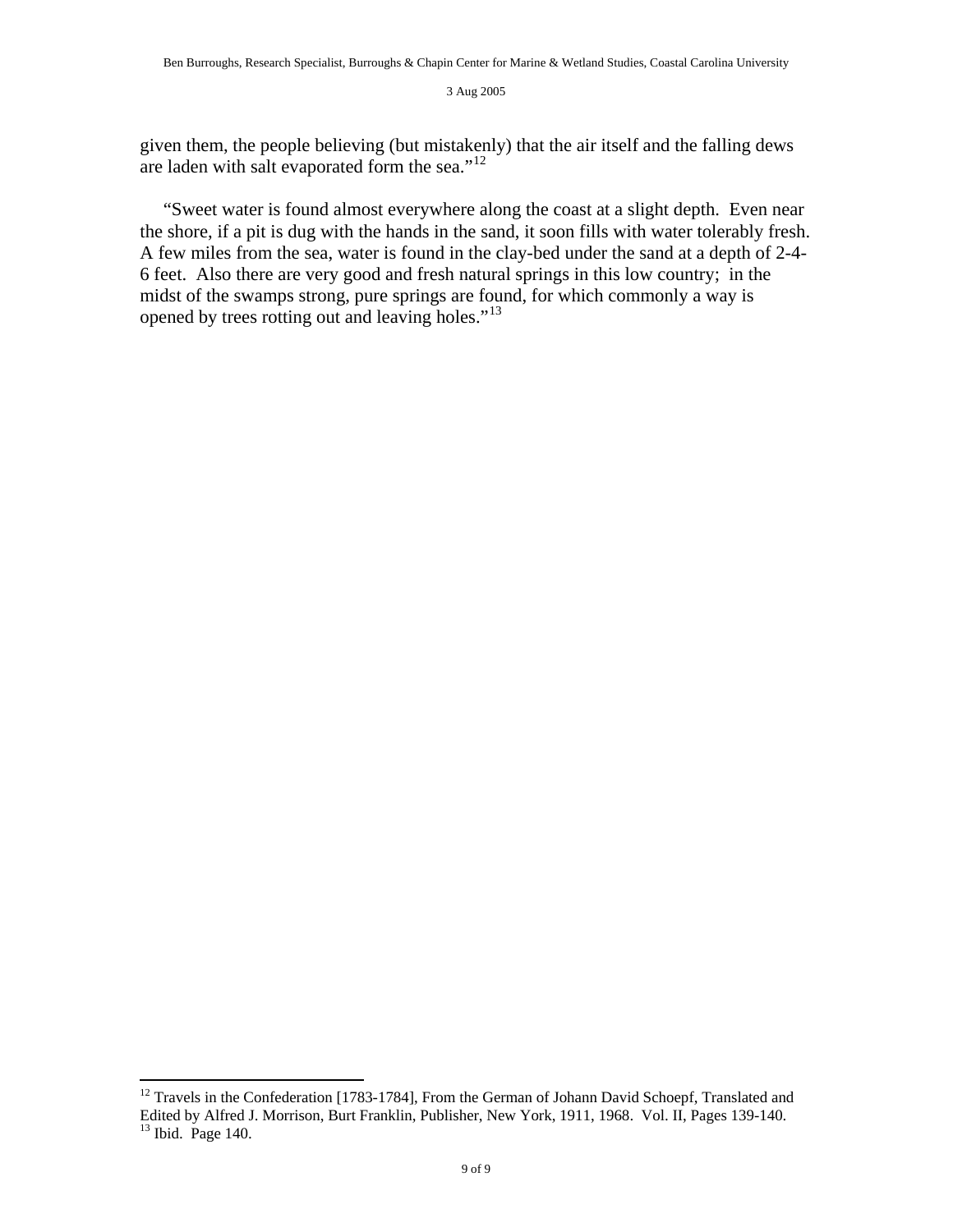given them, the people believing (but mistakenly) that the air itself and the falling dews are laden with salt evaporated form the sea."[12]

"Sweet water is found almost everywhere along the coast at a slight depth. Even near the shore, if a pit is dug with the hands in the sand, it soon fills with water tolerably fresh. A few miles from the sea, water is found in the clay-bed under the sand at a depth of 2-4-6 feet. Also there are very good and fresh natural springs in this low country; in the midst of the swamps strong, pure springs are found, for which commonly a way is opened by trees rotting out and leaving holes."[13]

---

[12] Travels in the Confederation [1783-1784], From the German of Johann David Schoepf, Translated and Edited by Alfred J. Morrison, Burt Franklin, Publisher, New York, 1911, 1968. Vol. II, Pages 139-140.

[13] Ibid. Page 140.